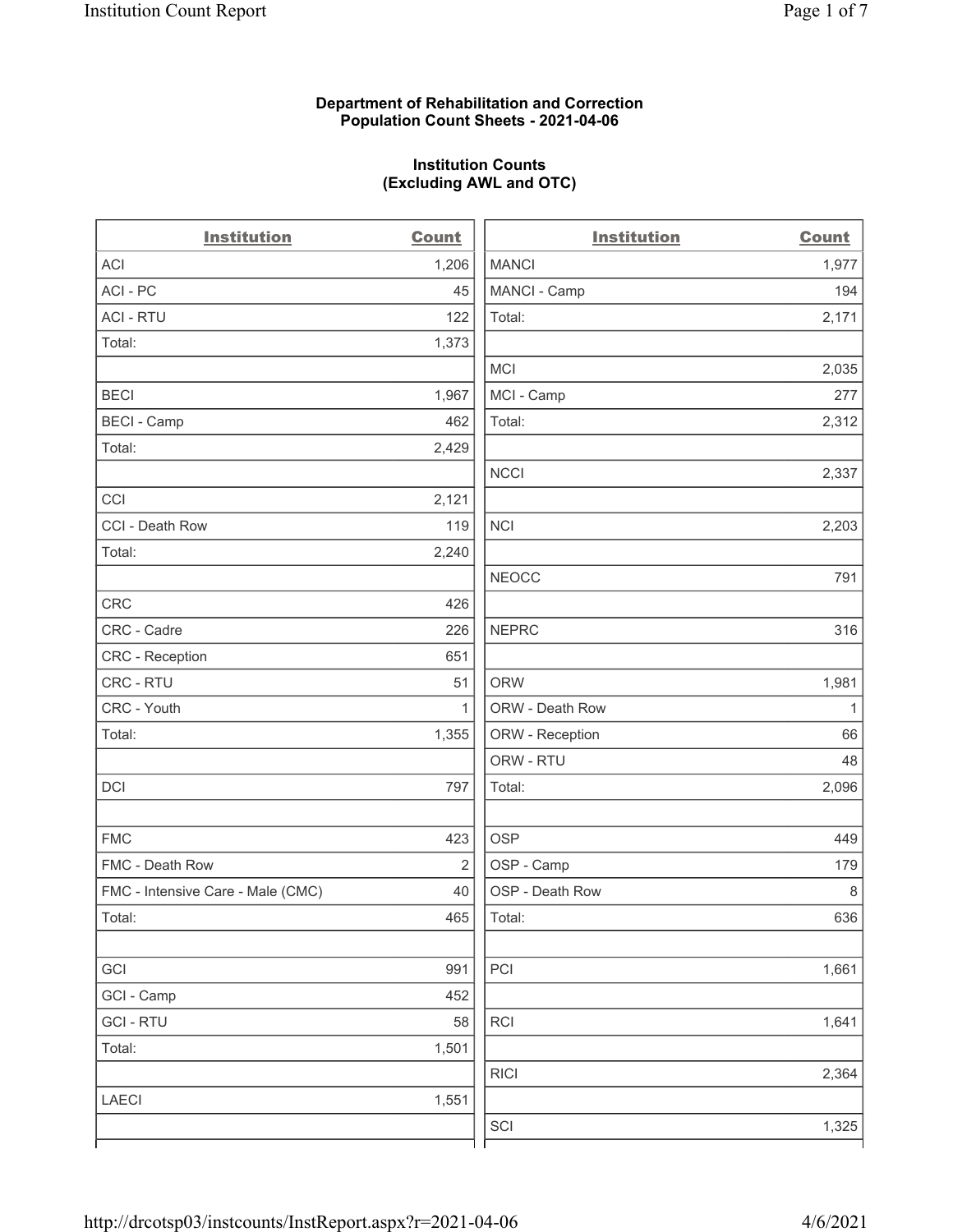**Department of Rehabilitation and Correction**
**Population Count Sheets - 2021-04-06**

**Institution Counts**
**(Excluding AWL and OTC)**

| Institution | Count |
|---|---|
| ACI | 1,206 |
| ACI - PC | 45 |
| ACI - RTU | 122 |
| Total: | 1,373 |
| | |
| BECI | 1,967 |
| BECI - Camp | 462 |
| Total: | 2,429 |
| | |
| CCI | 2,121 |
| CCI - Death Row | 119 |
| Total: | 2,240 |
| | |
| CRC | 426 |
| CRC - Cadre | 226 |
| CRC - Reception | 651 |
| CRC - RTU | 51 |
| CRC - Youth | 1 |
| Total: | 1,355 |
| | |
| DCI | 797 |
| | |
| FMC | 423 |
| FMC - Death Row | 2 |
| FMC - Intensive Care - Male (CMC) | 40 |
| Total: | 465 |
| | |
| GCI | 991 |
| GCI - Camp | 452 |
| GCI - RTU | 58 |
| Total: | 1,501 |
| | |
| LAECI | 1,551 |

| Institution | Count |
|---|---|
| MANCI | 1,977 |
| MANCI - Camp | 194 |
| Total: | 2,171 |
| | |
| MCI | 2,035 |
| MCI - Camp | 277 |
| Total: | 2,312 |
| | |
| NCCI | 2,337 |
| | |
| NCI | 2,203 |
| | |
| NEOCC | 791 |
| | |
| NEPRC | 316 |
| | |
| ORW | 1,981 |
| ORW - Death Row | 1 |
| ORW - Reception | 66 |
| ORW - RTU | 48 |
| Total: | 2,096 |
| | |
| OSP | 449 |
| OSP - Camp | 179 |
| OSP - Death Row | 8 |
| Total: | 636 |
| | |
| PCI | 1,661 |
| | |
| RCI | 1,641 |
| | |
| RICI | 2,364 |
| | |
| SCI | 1,325 |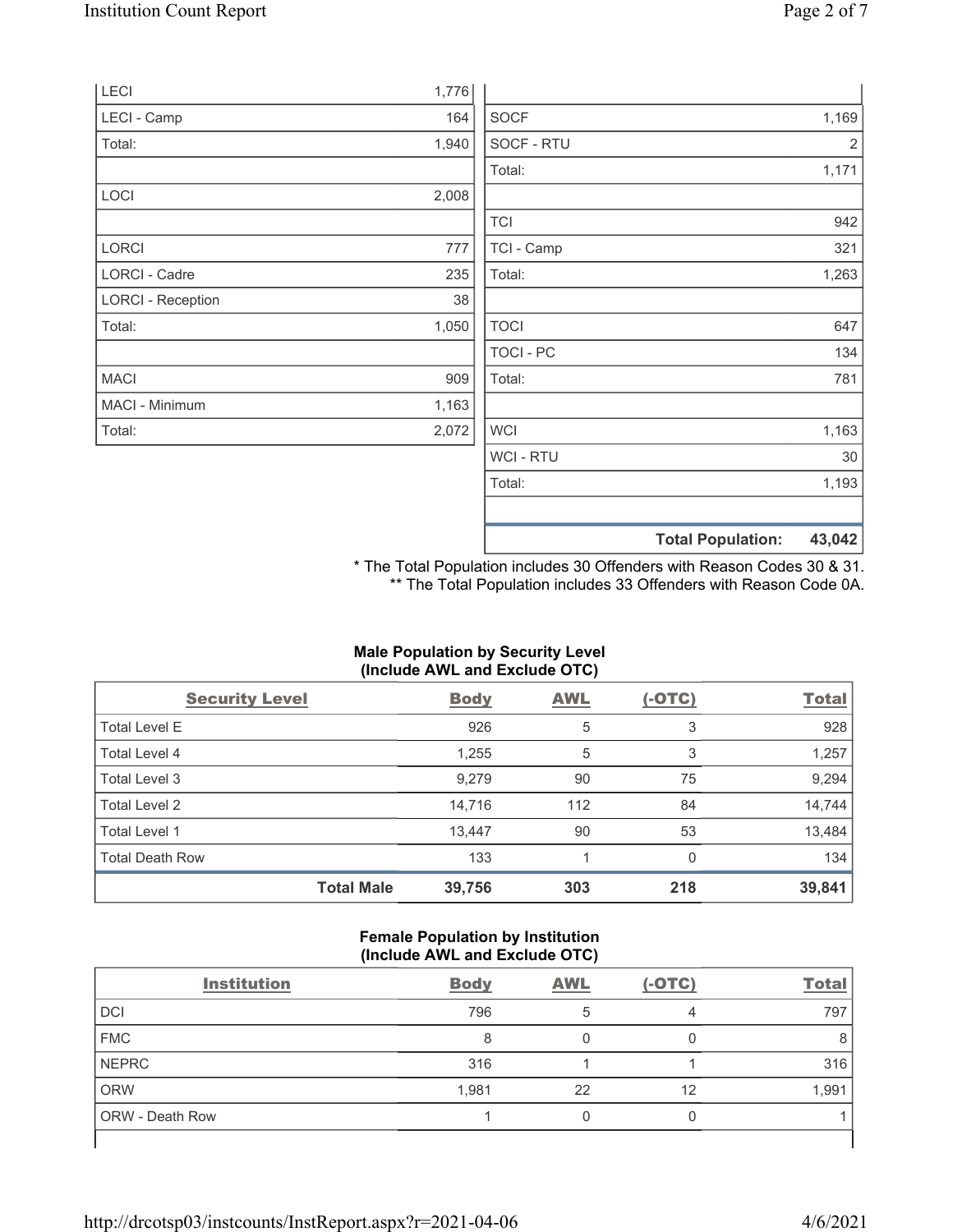| | |
|---|---|
| LECI | 1,776 |
| LECI - Camp | 164 |
| Total: | 1,940 |
| | |
| LOCI | 2,008 |
| | |
| LORCI | 777 |
| LORCI - Cadre | 235 |
| LORCI - Reception | 38 |
| Total: | 1,050 |
| | |
| MACI | 909 |
| MACI - Minimum | 1,163 |
| Total: | 2,072 |

| | |
|---|---|
| SOCF | 1,169 |
| SOCF - RTU | 2 |
| Total: | 1,171 |
| | |
| TCI | 942 |
| TCI - Camp | 321 |
| Total: | 1,263 |
| | |
| TOCI | 647 |
| TOCI - PC | 134 |
| Total: | 781 |
| | |
| WCI | 1,163 |
| WCI - RTU | 30 |
| Total: | 1,193 |
| | |
| **Total Population:** | **43,042** |

* The Total Population includes 30 Offenders with Reason Codes 30 & 31.
** The Total Population includes 33 Offenders with Reason Code 0A.

**Male Population by Security Level (Include AWL and Exclude OTC)**

| Security Level | Body | AWL | (-OTC) | Total |
|---|---|---|---|---|
| Total Level E | 926 | 5 | 3 | 928 |
| Total Level 4 | 1,255 | 5 | 3 | 1,257 |
| Total Level 3 | 9,279 | 90 | 75 | 9,294 |
| Total Level 2 | 14,716 | 112 | 84 | 14,744 |
| Total Level 1 | 13,447 | 90 | 53 | 13,484 |
| Total Death Row | 133 | 1 | 0 | 134 |
| **Total Male** | **39,756** | **303** | **218** | **39,841** |

**Female Population by Institution (Include AWL and Exclude OTC)**

| Institution | Body | AWL | (-OTC) | Total |
|---|---|---|---|---|
| DCI | 796 | 5 | 4 | 797 |
| FMC | 8 | 0 | 0 | 8 |
| NEPRC | 316 | 1 | 1 | 316 |
| ORW | 1,981 | 22 | 12 | 1,991 |
| ORW - Death Row | 1 | 0 | 0 | 1 |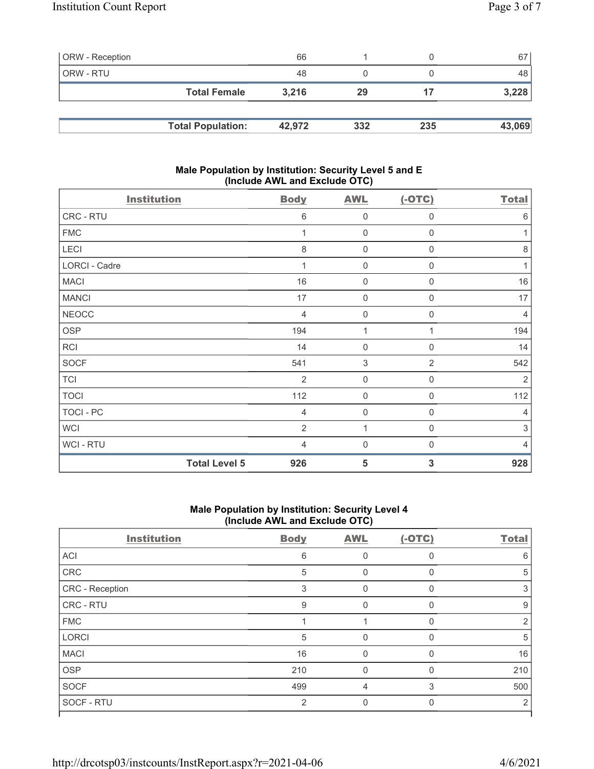| | | | | |
|---|---|---|---|---|
| ORW - Reception | 66 | 1 | 0 | 67 |
| ORW - RTU | 48 | 0 | 0 | 48 |
| **Total Female** | **3,216** | **29** | **17** | **3,228** |

| | | | | |
|---|---|---|---|---|
| **Total Population:** | **42,972** | **332** | **235** | **43,069** |

### Male Population by Institution: Security Level 5 and E (Include AWL and Exclude OTC)

| Institution | Body | AWL | (-OTC) | Total |
|---|---|---|---|---|
| CRC - RTU | 6 | 0 | 0 | 6 |
| FMC | 1 | 0 | 0 | 1 |
| LECI | 8 | 0 | 0 | 8 |
| LORCI - Cadre | 1 | 0 | 0 | 1 |
| MACI | 16 | 0 | 0 | 16 |
| MANCI | 17 | 0 | 0 | 17 |
| NEOCC | 4 | 0 | 0 | 4 |
| OSP | 194 | 1 | 1 | 194 |
| RCI | 14 | 0 | 0 | 14 |
| SOCF | 541 | 3 | 2 | 542 |
| TCI | 2 | 0 | 0 | 2 |
| TOCI | 112 | 0 | 0 | 112 |
| TOCI - PC | 4 | 0 | 0 | 4 |
| WCI | 2 | 1 | 0 | 3 |
| WCI - RTU | 4 | 0 | 0 | 4 |
| **Total Level 5** | **926** | **5** | **3** | **928** |

### Male Population by Institution: Security Level 4 (Include AWL and Exclude OTC)

| Institution | Body | AWL | (-OTC) | Total |
|---|---|---|---|---|
| ACI | 6 | 0 | 0 | 6 |
| CRC | 5 | 0 | 0 | 5 |
| CRC - Reception | 3 | 0 | 0 | 3 |
| CRC - RTU | 9 | 0 | 0 | 9 |
| FMC | 1 | 1 | 0 | 2 |
| LORCI | 5 | 0 | 0 | 5 |
| MACI | 16 | 0 | 0 | 16 |
| OSP | 210 | 0 | 0 | 210 |
| SOCF | 499 | 4 | 3 | 500 |
| SOCF - RTU | 2 | 0 | 0 | 2 |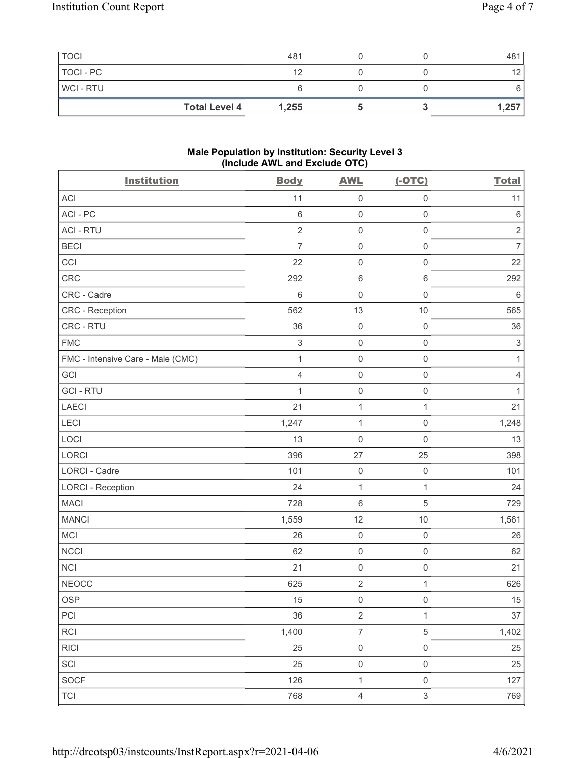| TOCI | 481 | 0 | 0 | 481 |
|---|---|---|---|---|
| TOCI - PC | 12 | 0 | 0 | 12 |
| WCI - RTU | 6 | 0 | 0 | 6 |
| **Total Level 4** | **1,255** | **5** | **3** | **1,257** |

### Male Population by Institution: Security Level 3 (Include AWL and Exclude OTC)

| Institution | Body | AWL | (-OTC) | Total |
|---|---|---|---|---|
| ACI | 11 | 0 | 0 | 11 |
| ACI - PC | 6 | 0 | 0 | 6 |
| ACI - RTU | 2 | 0 | 0 | 2 |
| BECI | 7 | 0 | 0 | 7 |
| CCI | 22 | 0 | 0 | 22 |
| CRC | 292 | 6 | 6 | 292 |
| CRC - Cadre | 6 | 0 | 0 | 6 |
| CRC - Reception | 562 | 13 | 10 | 565 |
| CRC - RTU | 36 | 0 | 0 | 36 |
| FMC | 3 | 0 | 0 | 3 |
| FMC - Intensive Care - Male (CMC) | 1 | 0 | 0 | 1 |
| GCI | 4 | 0 | 0 | 4 |
| GCI - RTU | 1 | 0 | 0 | 1 |
| LAECI | 21 | 1 | 1 | 21 |
| LECI | 1,247 | 1 | 0 | 1,248 |
| LOCI | 13 | 0 | 0 | 13 |
| LORCI | 396 | 27 | 25 | 398 |
| LORCI - Cadre | 101 | 0 | 0 | 101 |
| LORCI - Reception | 24 | 1 | 1 | 24 |
| MACI | 728 | 6 | 5 | 729 |
| MANCI | 1,559 | 12 | 10 | 1,561 |
| MCI | 26 | 0 | 0 | 26 |
| NCCI | 62 | 0 | 0 | 62 |
| NCI | 21 | 0 | 0 | 21 |
| NEOCC | 625 | 2 | 1 | 626 |
| OSP | 15 | 0 | 0 | 15 |
| PCI | 36 | 2 | 1 | 37 |
| RCI | 1,400 | 7 | 5 | 1,402 |
| RICI | 25 | 0 | 0 | 25 |
| SCI | 25 | 0 | 0 | 25 |
| SOCF | 126 | 1 | 0 | 127 |
| TCI | 768 | 4 | 3 | 769 |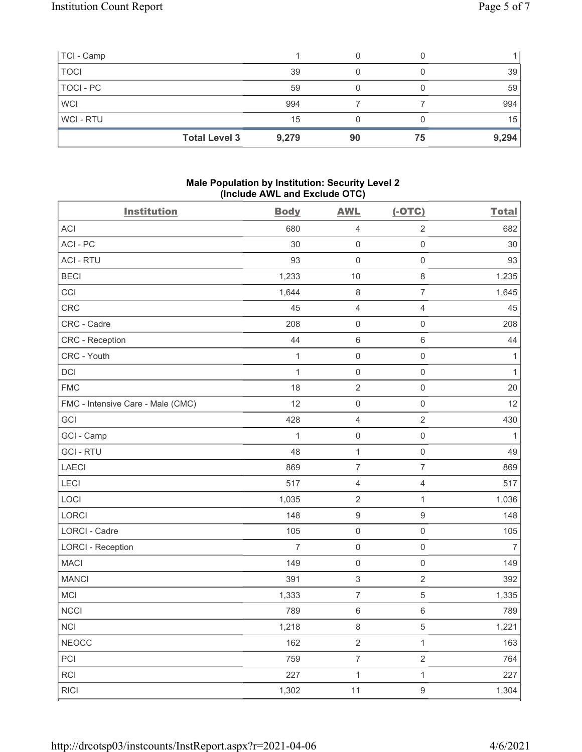| TCI - Camp | 1 | 0 | 0 | 1 |
|---|---|---|---|---|
| TOCI | 39 | 0 | 0 | 39 |
| TOCI - PC | 59 | 0 | 0 | 59 |
| WCI | 994 | 7 | 7 | 994 |
| WCI - RTU | 15 | 0 | 0 | 15 |
| **Total Level 3** | **9,279** | **90** | **75** | **9,294** |

### Male Population by Institution: Security Level 2 (Include AWL and Exclude OTC)

| Institution | Body | AWL | (-OTC) | Total |
|---|---|---|---|---|
| ACI | 680 | 4 | 2 | 682 |
| ACI - PC | 30 | 0 | 0 | 30 |
| ACI - RTU | 93 | 0 | 0 | 93 |
| BECI | 1,233 | 10 | 8 | 1,235 |
| CCI | 1,644 | 8 | 7 | 1,645 |
| CRC | 45 | 4 | 4 | 45 |
| CRC - Cadre | 208 | 0 | 0 | 208 |
| CRC - Reception | 44 | 6 | 6 | 44 |
| CRC - Youth | 1 | 0 | 0 | 1 |
| DCI | 1 | 0 | 0 | 1 |
| FMC | 18 | 2 | 0 | 20 |
| FMC - Intensive Care - Male (CMC) | 12 | 0 | 0 | 12 |
| GCI | 428 | 4 | 2 | 430 |
| GCI - Camp | 1 | 0 | 0 | 1 |
| GCI - RTU | 48 | 1 | 0 | 49 |
| LAECI | 869 | 7 | 7 | 869 |
| LECI | 517 | 4 | 4 | 517 |
| LOCI | 1,035 | 2 | 1 | 1,036 |
| LORCI | 148 | 9 | 9 | 148 |
| LORCI - Cadre | 105 | 0 | 0 | 105 |
| LORCI - Reception | 7 | 0 | 0 | 7 |
| MACI | 149 | 0 | 0 | 149 |
| MANCI | 391 | 3 | 2 | 392 |
| MCI | 1,333 | 7 | 5 | 1,335 |
| NCCI | 789 | 6 | 6 | 789 |
| NCI | 1,218 | 8 | 5 | 1,221 |
| NEOCC | 162 | 2 | 1 | 163 |
| PCI | 759 | 7 | 2 | 764 |
| RCI | 227 | 1 | 1 | 227 |
| RICI | 1,302 | 11 | 9 | 1,304 |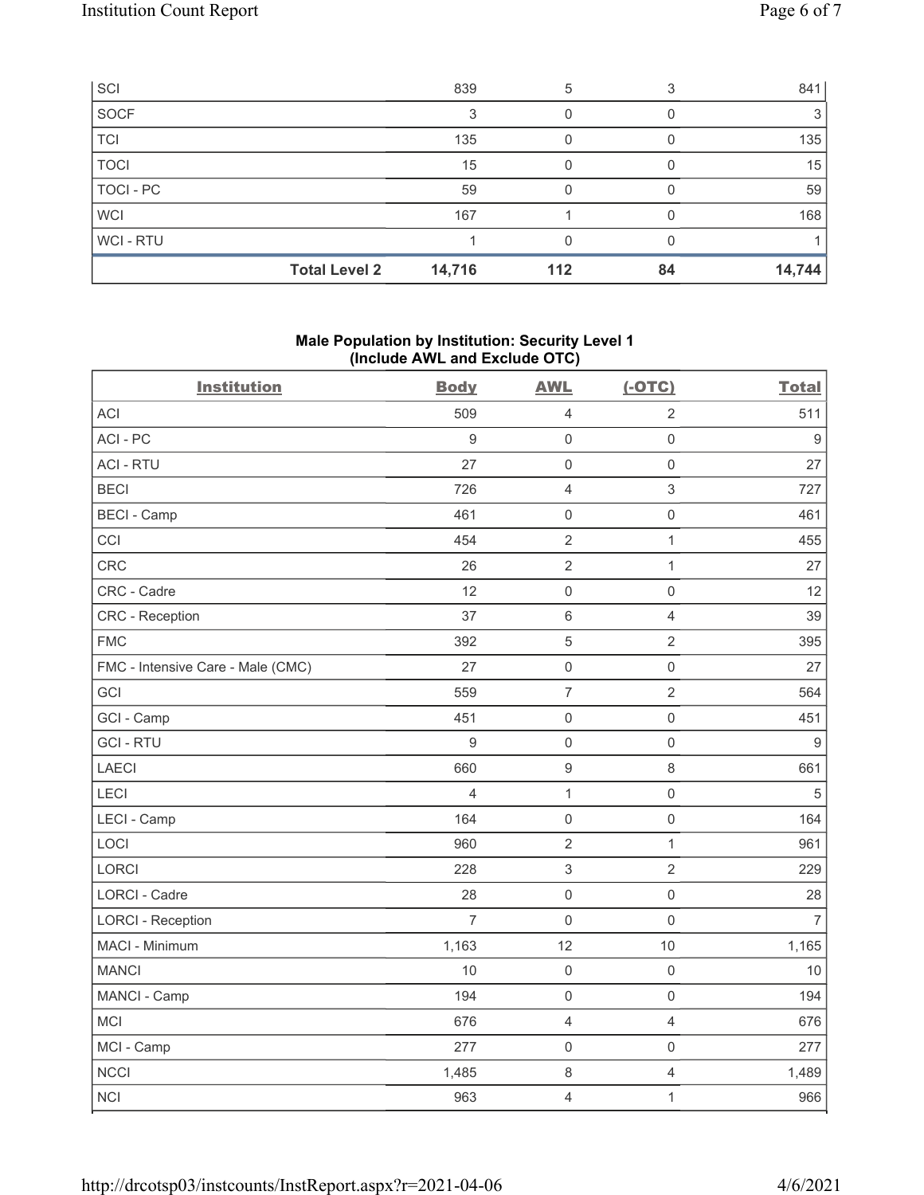| | | | | |
|---|---|---|---|---|
| SCI | 839 | 5 | 3 | 841 |
| SOCF | 3 | 0 | 0 | 3 |
| TCI | 135 | 0 | 0 | 135 |
| TOCI | 15 | 0 | 0 | 15 |
| TOCI - PC | 59 | 0 | 0 | 59 |
| WCI | 167 | 1 | 0 | 168 |
| WCI - RTU | 1 | 0 | 0 | 1 |
| **Total Level 2** | **14,716** | **112** | **84** | **14,744** |

## Male Population by Institution: Security Level 1 (Include AWL and Exclude OTC)

| Institution | Body | AWL | (-OTC) | Total |
|---|---|---|---|---|
| ACI | 509 | 4 | 2 | 511 |
| ACI - PC | 9 | 0 | 0 | 9 |
| ACI - RTU | 27 | 0 | 0 | 27 |
| BECI | 726 | 4 | 3 | 727 |
| BECI - Camp | 461 | 0 | 0 | 461 |
| CCI | 454 | 2 | 1 | 455 |
| CRC | 26 | 2 | 1 | 27 |
| CRC - Cadre | 12 | 0 | 0 | 12 |
| CRC - Reception | 37 | 6 | 4 | 39 |
| FMC | 392 | 5 | 2 | 395 |
| FMC - Intensive Care - Male (CMC) | 27 | 0 | 0 | 27 |
| GCI | 559 | 7 | 2 | 564 |
| GCI - Camp | 451 | 0 | 0 | 451 |
| GCI - RTU | 9 | 0 | 0 | 9 |
| LAECI | 660 | 9 | 8 | 661 |
| LECI | 4 | 1 | 0 | 5 |
| LECI - Camp | 164 | 0 | 0 | 164 |
| LOCI | 960 | 2 | 1 | 961 |
| LORCI | 228 | 3 | 2 | 229 |
| LORCI - Cadre | 28 | 0 | 0 | 28 |
| LORCI - Reception | 7 | 0 | 0 | 7 |
| MACI - Minimum | 1,163 | 12 | 10 | 1,165 |
| MANCI | 10 | 0 | 0 | 10 |
| MANCI - Camp | 194 | 0 | 0 | 194 |
| MCI | 676 | 4 | 4 | 676 |
| MCI - Camp | 277 | 0 | 0 | 277 |
| NCCI | 1,485 | 8 | 4 | 1,489 |
| NCI | 963 | 4 | 1 | 966 |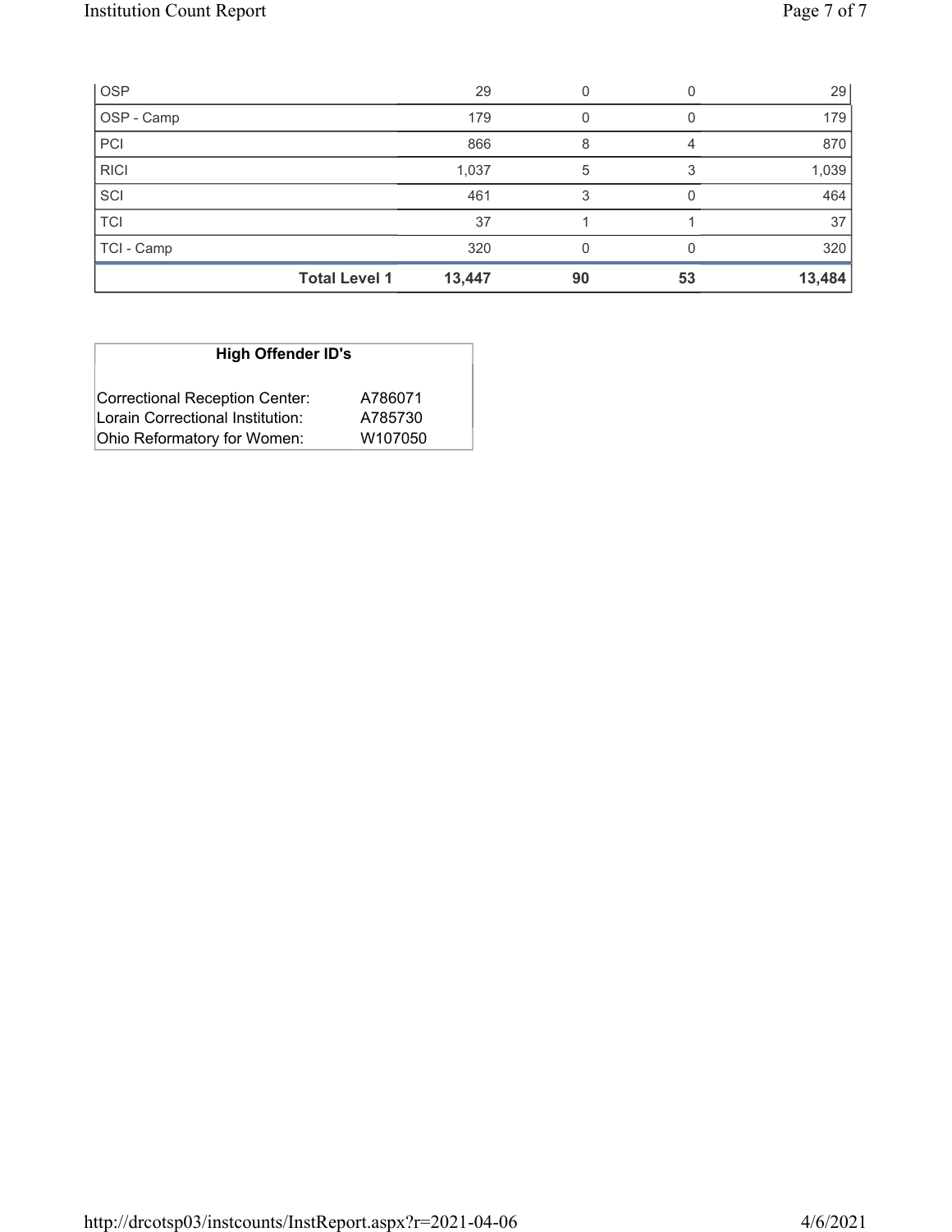| | | | | |
|---|---|---|---|---|
| OSP | | 29 | 0 | 0 | 29 |
| OSP - Camp | | 179 | 0 | 0 | 179 |
| PCI | | 866 | 8 | 4 | 870 |
| RICI | | 1,037 | 5 | 3 | 1,039 |
| SCI | | 461 | 3 | 0 | 464 |
| TCI | | 37 | 1 | 1 | 37 |
| TCI - Camp | | 320 | 0 | 0 | 320 |
| | **Total Level 1** | **13,447** | **90** | **53** | **13,484** |

| **High Offender ID's** | |
|---|---|
| Correctional Reception Center: | A786071 |
| Lorain Correctional Institution: | A785730 |
| Ohio Reformatory for Women: | W107050 |